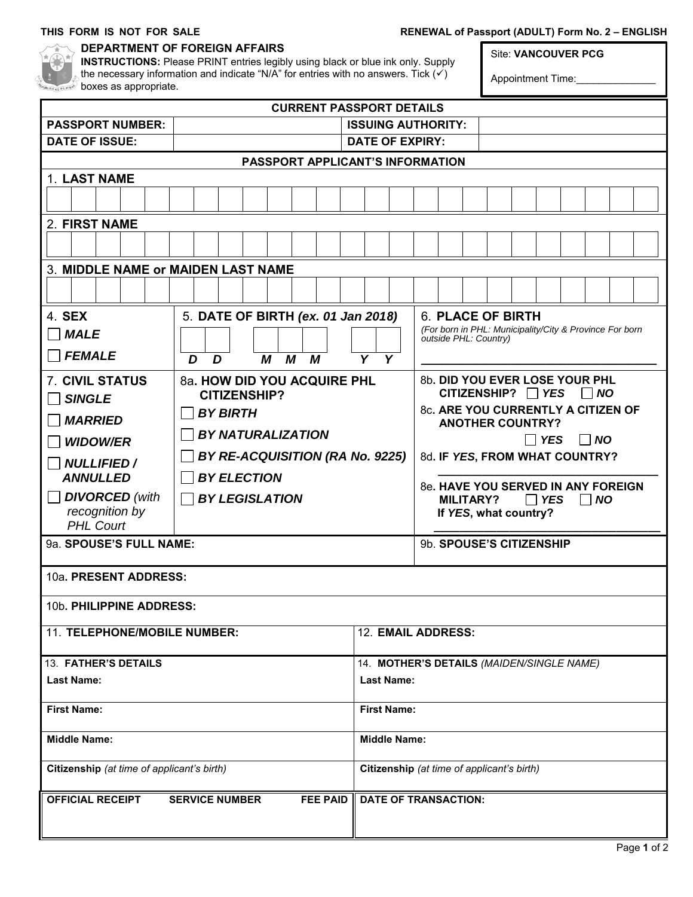**THIS FORM IS NOT FOR SALE**

**RENEWAL of Passport (ADULT) Form No. 2 – ENGLISH**

## DEPARTMENT OF FOREIGN AFFAIRS

**INSTRUCTIONS:** Please PRINT entries legibly using black or blue ink only. Supply the necessary information and indicate "N/A" for entries with no answers. Tick (✓) boxes as appropriate.

Site: **VANCOUVER PCG**

Appointment Time:______________

### CURRENT PASSPORT DETAILS

| **PASSPORT NUMBER:** | | **ISSUING AUTHORITY:** | |
|---|---|---|---|
| **DATE OF ISSUE:** | | **DATE OF EXPIRY:** | |

### PASSPORT APPLICANT'S INFORMATION

1. **LAST NAME**

2. **FIRST NAME**

3. **MIDDLE NAME or MAIDEN LAST NAME**

4. **SEX**
- ☐ ***MALE***
- ☐ ***FEMALE***

5. **DATE OF BIRTH *(ex. 01 Jan 2018)***

D D &nbsp; M M M &nbsp; Y Y

6. **PLACE OF BIRTH**
*(For born in PHL: Municipality/City & Province For born outside PHL: Country)*

______________________________

7. **CIVIL STATUS**
- ☐ ***SINGLE***
- ☐ ***MARRIED***
- ☐ ***WIDOW/ER***
- ☐ ***NULLIFIED / ANNULLED***
- ☐ ***DIVORCED*** *(with recognition by PHL Court*

8a. **HOW DID YOU ACQUIRE PHL CITIZENSHIP?**
- ☐ ***BY BIRTH***
- ☐ ***BY NATURALIZATION***
- ☐ ***BY RE-ACQUISITION (RA No. 9225)***
- ☐ ***BY ELECTION***
- ☐ ***BY LEGISLATION***

8b. **DID YOU EVER LOSE YOUR PHL CITIZENSHIP?** ☐ ***YES*** ☐ ***NO***

8c. **ARE YOU CURRENTLY A CITIZEN OF ANOTHER COUNTRY?** ☐ ***YES*** ☐ ***NO***

8d. **IF *YES*, FROM WHAT COUNTRY?**

______________________________

8e. **HAVE YOU SERVED IN ANY FOREIGN MILITARY?** ☐ ***YES*** ☐ ***NO***
**If *YES*, what country?**

______________________________

| 9a. **SPOUSE'S FULL NAME:** | 9b. **SPOUSE'S CITIZENSHIP** |
|---|---|
| | |

10a. **PRESENT ADDRESS:**

10b. **PHILIPPINE ADDRESS:**

| 11. **TELEPHONE/MOBILE NUMBER:** | 12. **EMAIL ADDRESS:** |
|---|---|
| | |

| 13. **FATHER'S DETAILS** | 14. **MOTHER'S DETAILS** *(MAIDEN/SINGLE NAME)* |
|---|---|
| **Last Name:** | **Last Name:** |
| **First Name:** | **First Name:** |
| **Middle Name:** | **Middle Name:** |
| **Citizenship** *(at time of applicant's birth)* | **Citizenship** *(at time of applicant's birth)* |

| **OFFICIAL RECEIPT** | **SERVICE NUMBER** | **FEE PAID** | **DATE OF TRANSACTION:** |
|---|---|---|---|
| | | | |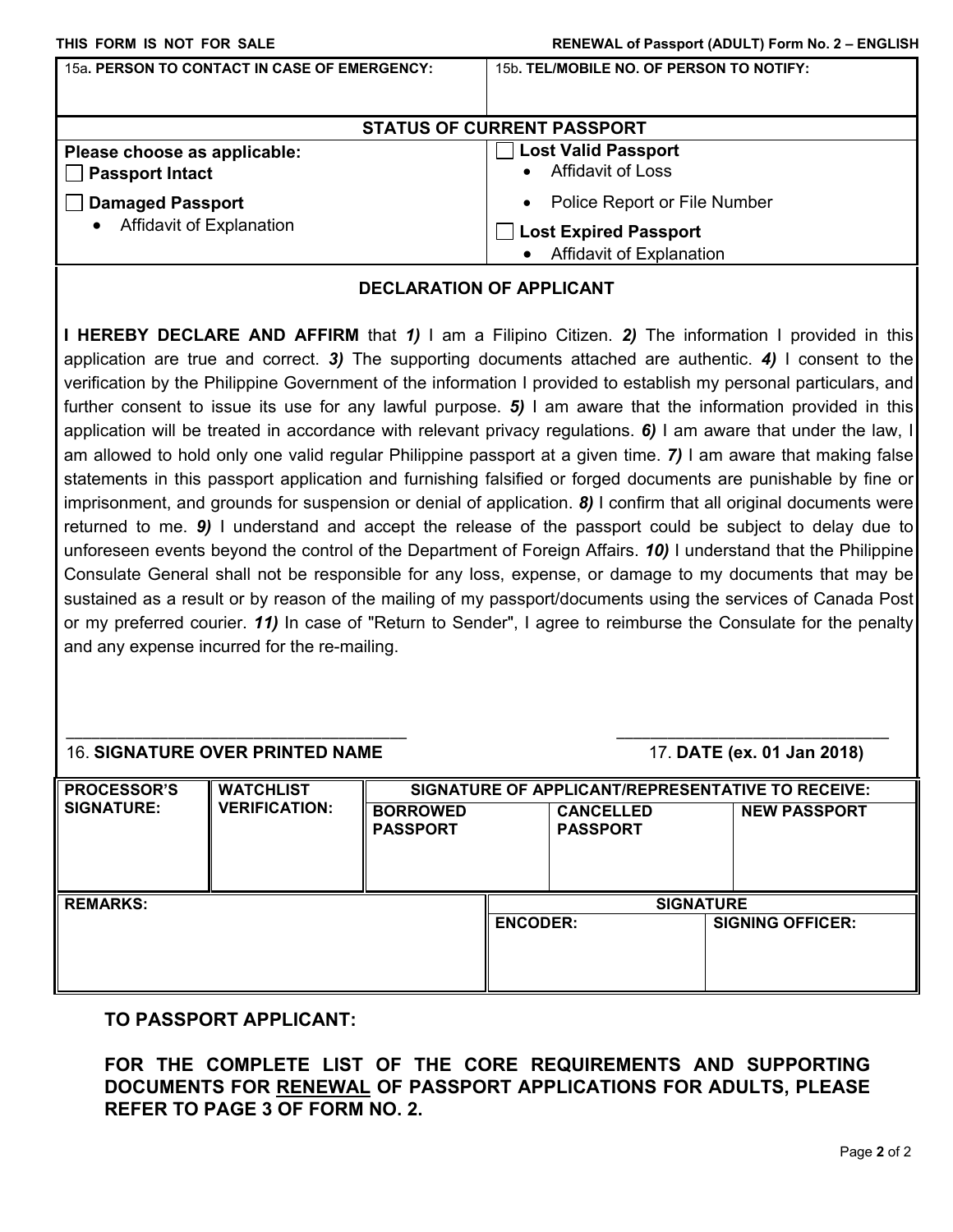THIS FORM IS NOT FOR SALE

RENEWAL of Passport (ADULT) Form No. 2 – ENGLISH

| 15a. **PERSON TO CONTACT IN CASE OF EMERGENCY:** | 15b. **TEL/MOBILE NO. OF PERSON TO NOTIFY:** |
|---|---|
| | |

| **STATUS OF CURRENT PASSPORT** | |
|---|---|
| **Please choose as applicable:**<br>☐ **Passport Intact**<br><br>☐ **Damaged Passport**<br>• Affidavit of Explanation | ☐ **Lost Valid Passport**<br>• Affidavit of Loss<br>• Police Report or File Number<br><br>☐ **Lost Expired Passport**<br>• Affidavit of Explanation |

## DECLARATION OF APPLICANT

**I HEREBY DECLARE AND AFFIRM** that ***1)*** I am a Filipino Citizen. ***2)*** The information I provided in this application are true and correct. ***3)*** The supporting documents attached are authentic. ***4)*** I consent to the verification by the Philippine Government of the information I provided to establish my personal particulars, and further consent to issue its use for any lawful purpose. ***5)*** I am aware that the information provided in this application will be treated in accordance with relevant privacy regulations. ***6)*** I am aware that under the law, I am allowed to hold only one valid regular Philippine passport at a given time. ***7)*** I am aware that making false statements in this passport application and furnishing falsified or forged documents are punishable by fine or imprisonment, and grounds for suspension or denial of application. ***8)*** I confirm that all original documents were returned to me. ***9)*** I understand and accept the release of the passport could be subject to delay due to unforeseen events beyond the control of the Department of Foreign Affairs. ***10)*** I understand that the Philippine Consulate General shall not be responsible for any loss, expense, or damage to my documents that may be sustained as a result or by reason of the mailing of my passport/documents using the services of Canada Post or my preferred courier. ***11)*** In case of "Return to Sender", I agree to reimburse the Consulate for the penalty and any expense incurred for the re-mailing.

\_\_\_\_\_\_\_\_\_\_\_\_\_\_\_\_\_\_\_\_\_\_\_\_\_\_\_\_\_\_\_\_\_\_\_\_ 
16. **SIGNATURE OVER PRINTED NAME**

\_\_\_\_\_\_\_\_\_\_\_\_\_\_\_\_\_\_\_\_\_\_\_\_\_\_\_\_\_\_ 
17. **DATE (ex. 01 Jan 2018)**

| **PROCESSOR'S SIGNATURE:** | **WATCHLIST VERIFICATION:** | **SIGNATURE OF APPLICANT/REPRESENTATIVE TO RECEIVE:** | | |
|---|---|---|---|---|
| | | **BORROWED PASSPORT** | **CANCELLED PASSPORT** | **NEW PASSPORT** |
| | | | | |

| **REMARKS:** | **SIGNATURE** | |
|---|---|---|
| | **ENCODER:** | **SIGNING OFFICER:** |
| | | |

**TO PASSPORT APPLICANT:**

**FOR THE COMPLETE LIST OF THE CORE REQUIREMENTS AND SUPPORTING DOCUMENTS FOR <u>RENEWAL</u> OF PASSPORT APPLICATIONS FOR ADULTS, PLEASE REFER TO PAGE 3 OF FORM NO. 2.**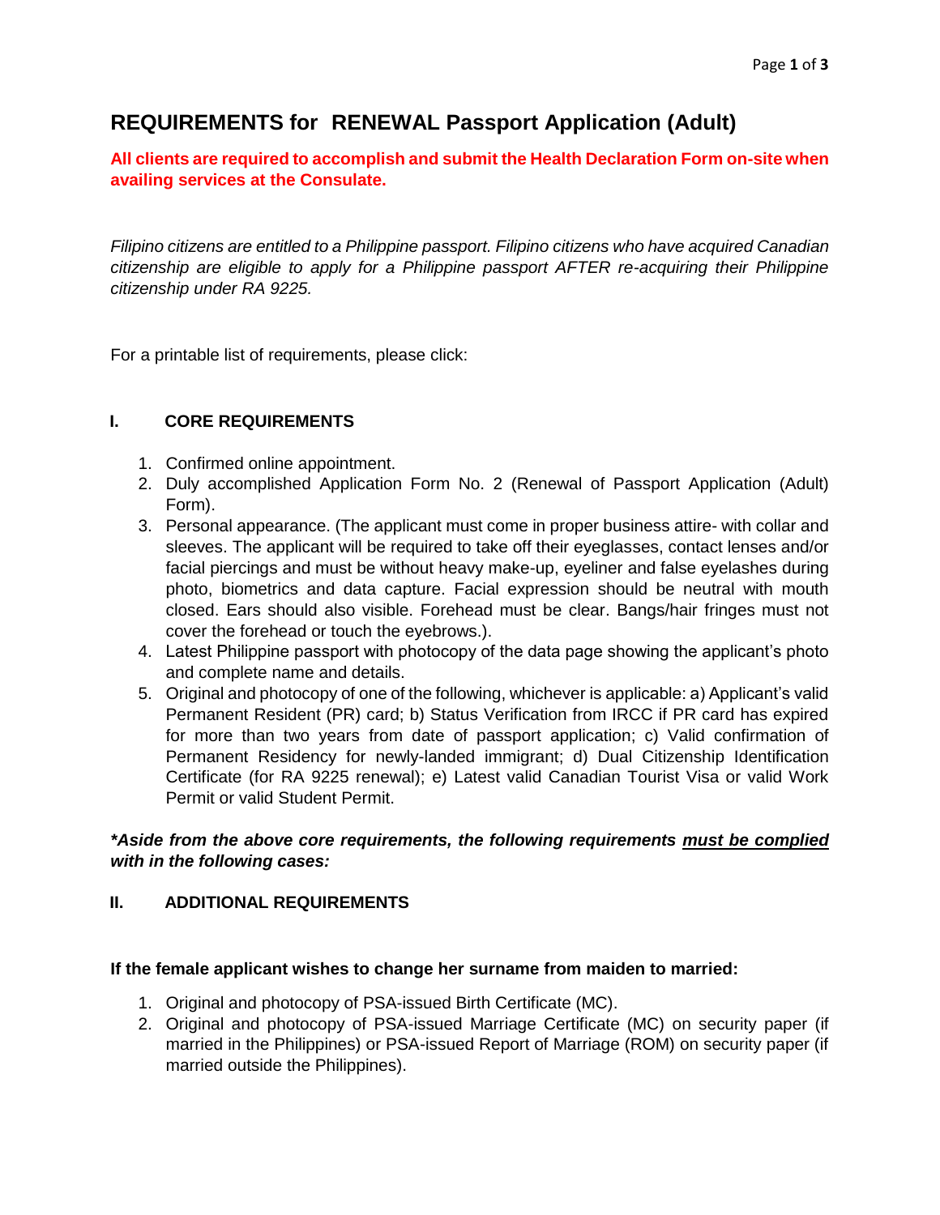# REQUIREMENTS for RENEWAL Passport Application (Adult)

**All clients are required to accomplish and submit the Health Declaration Form on-site when availing services at the Consulate.**

*Filipino citizens are entitled to a Philippine passport. Filipino citizens who have acquired Canadian citizenship are eligible to apply for a Philippine passport AFTER re-acquiring their Philippine citizenship under RA 9225.*

For a printable list of requirements, please click:

## I. CORE REQUIREMENTS

1. Confirmed online appointment.
2. Duly accomplished Application Form No. 2 (Renewal of Passport Application (Adult) Form).
3. Personal appearance. (The applicant must come in proper business attire- with collar and sleeves. The applicant will be required to take off their eyeglasses, contact lenses and/or facial piercings and must be without heavy make-up, eyeliner and false eyelashes during photo, biometrics and data capture. Facial expression should be neutral with mouth closed. Ears should also visible. Forehead must be clear. Bangs/hair fringes must not cover the forehead or touch the eyebrows.).
4. Latest Philippine passport with photocopy of the data page showing the applicant's photo and complete name and details.
5. Original and photocopy of one of the following, whichever is applicable: a) Applicant's valid Permanent Resident (PR) card; b) Status Verification from IRCC if PR card has expired for more than two years from date of passport application; c) Valid confirmation of Permanent Residency for newly-landed immigrant; d) Dual Citizenship Identification Certificate (for RA 9225 renewal); e) Latest valid Canadian Tourist Visa or valid Work Permit or valid Student Permit.

***Aside from the above core requirements, the following requirements <u>must be complied</u> with in the following cases:***

## II. ADDITIONAL REQUIREMENTS

**If the female applicant wishes to change her surname from maiden to married:**

1. Original and photocopy of PSA-issued Birth Certificate (MC).
2. Original and photocopy of PSA-issued Marriage Certificate (MC) on security paper (if married in the Philippines) or PSA-issued Report of Marriage (ROM) on security paper (if married outside the Philippines).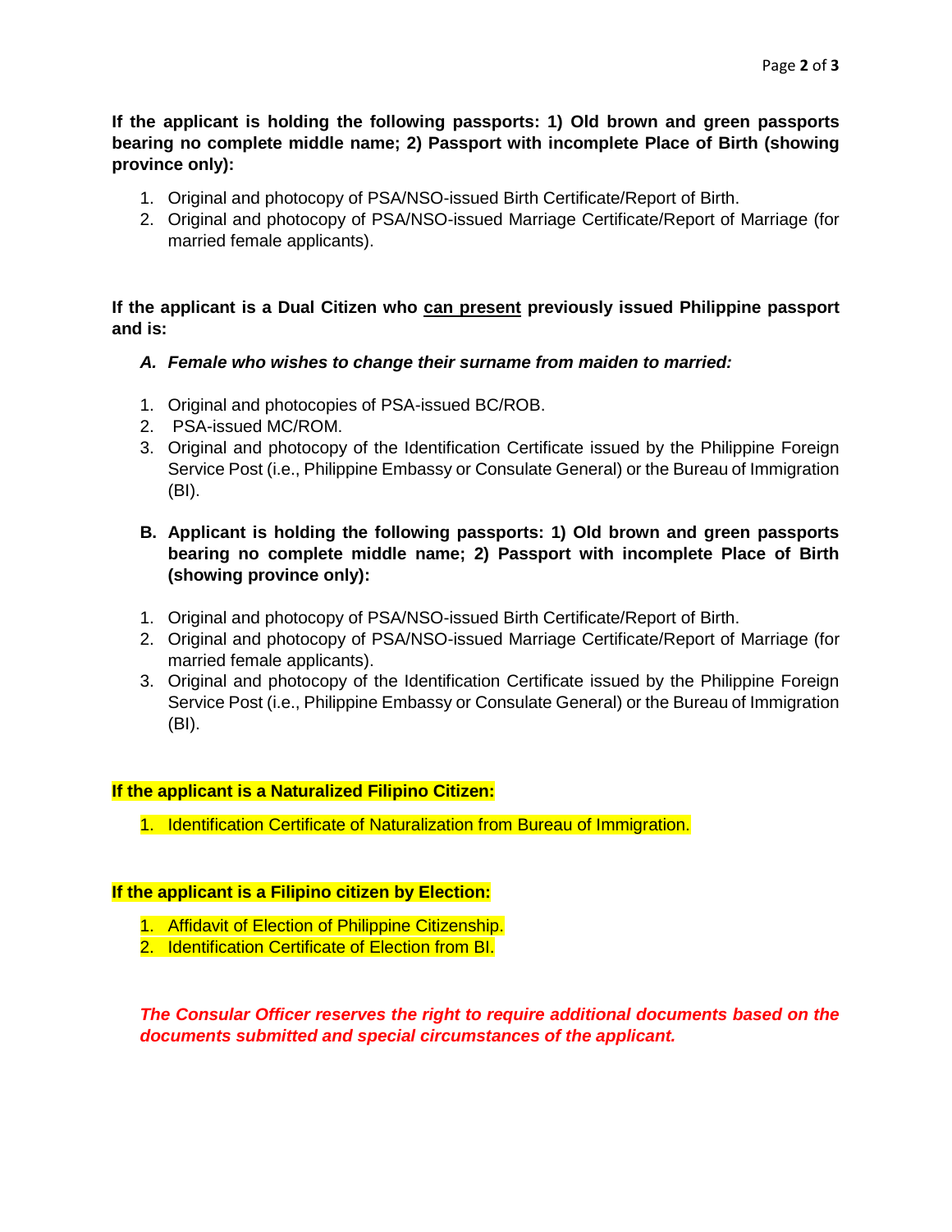**If the applicant is holding the following passports: 1) Old brown and green passports bearing no complete middle name; 2) Passport with incomplete Place of Birth (showing province only):**

1. Original and photocopy of PSA/NSO-issued Birth Certificate/Report of Birth.
2. Original and photocopy of PSA/NSO-issued Marriage Certificate/Report of Marriage (for married female applicants).

**If the applicant is a Dual Citizen who <u>can present</u> previously issued Philippine passport and is:**

***A. Female who wishes to change their surname from maiden to married:***

1. Original and photocopies of PSA-issued BC/ROB.
2. PSA-issued MC/ROM.
3. Original and photocopy of the Identification Certificate issued by the Philippine Foreign Service Post (i.e., Philippine Embassy or Consulate General) or the Bureau of Immigration (BI).

**B. Applicant is holding the following passports: 1) Old brown and green passports bearing no complete middle name; 2) Passport with incomplete Place of Birth (showing province only):**

1. Original and photocopy of PSA/NSO-issued Birth Certificate/Report of Birth.
2. Original and photocopy of PSA/NSO-issued Marriage Certificate/Report of Marriage (for married female applicants).
3. Original and photocopy of the Identification Certificate issued by the Philippine Foreign Service Post (i.e., Philippine Embassy or Consulate General) or the Bureau of Immigration (BI).

**If the applicant is a Naturalized Filipino Citizen:**

1. Identification Certificate of Naturalization from Bureau of Immigration.

**If the applicant is a Filipino citizen by Election:**

1. Affidavit of Election of Philippine Citizenship.
2. Identification Certificate of Election from BI.

***The Consular Officer reserves the right to require additional documents based on the documents submitted and special circumstances of the applicant.***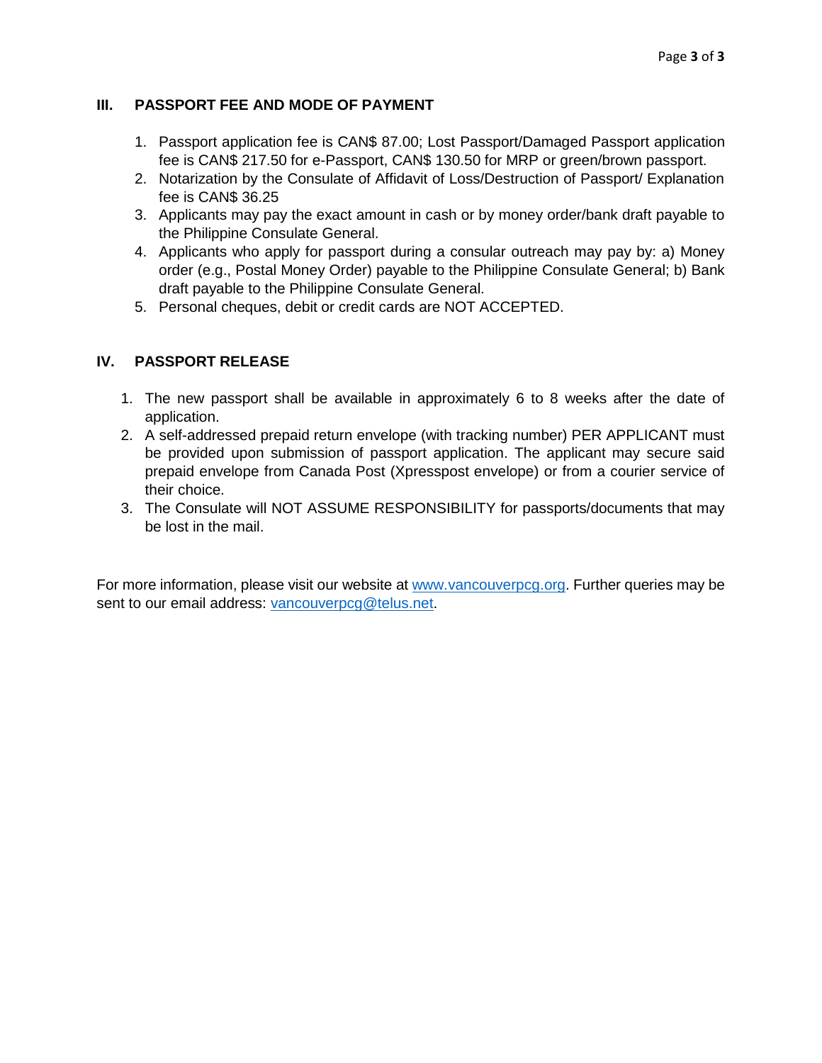## III. PASSPORT FEE AND MODE OF PAYMENT

1. Passport application fee is CAN$ 87.00; Lost Passport/Damaged Passport application fee is CAN$ 217.50 for e-Passport, CAN$ 130.50 for MRP or green/brown passport.
2. Notarization by the Consulate of Affidavit of Loss/Destruction of Passport/ Explanation fee is CAN$ 36.25
3. Applicants may pay the exact amount in cash or by money order/bank draft payable to the Philippine Consulate General.
4. Applicants who apply for passport during a consular outreach may pay by: a) Money order (e.g., Postal Money Order) payable to the Philippine Consulate General; b) Bank draft payable to the Philippine Consulate General.
5. Personal cheques, debit or credit cards are NOT ACCEPTED.

## IV. PASSPORT RELEASE

1. The new passport shall be available in approximately 6 to 8 weeks after the date of application.
2. A self-addressed prepaid return envelope (with tracking number) PER APPLICANT must be provided upon submission of passport application. The applicant may secure said prepaid envelope from Canada Post (Xpresspost envelope) or from a courier service of their choice.
3. The Consulate will NOT ASSUME RESPONSIBILITY for passports/documents that may be lost in the mail.

For more information, please visit our website at [www.vancouverpcg.org](http://www.vancouverpcg.org). Further queries may be sent to our email address: [vancouverpcg@telus.net](mailto:vancouverpcg@telus.net).